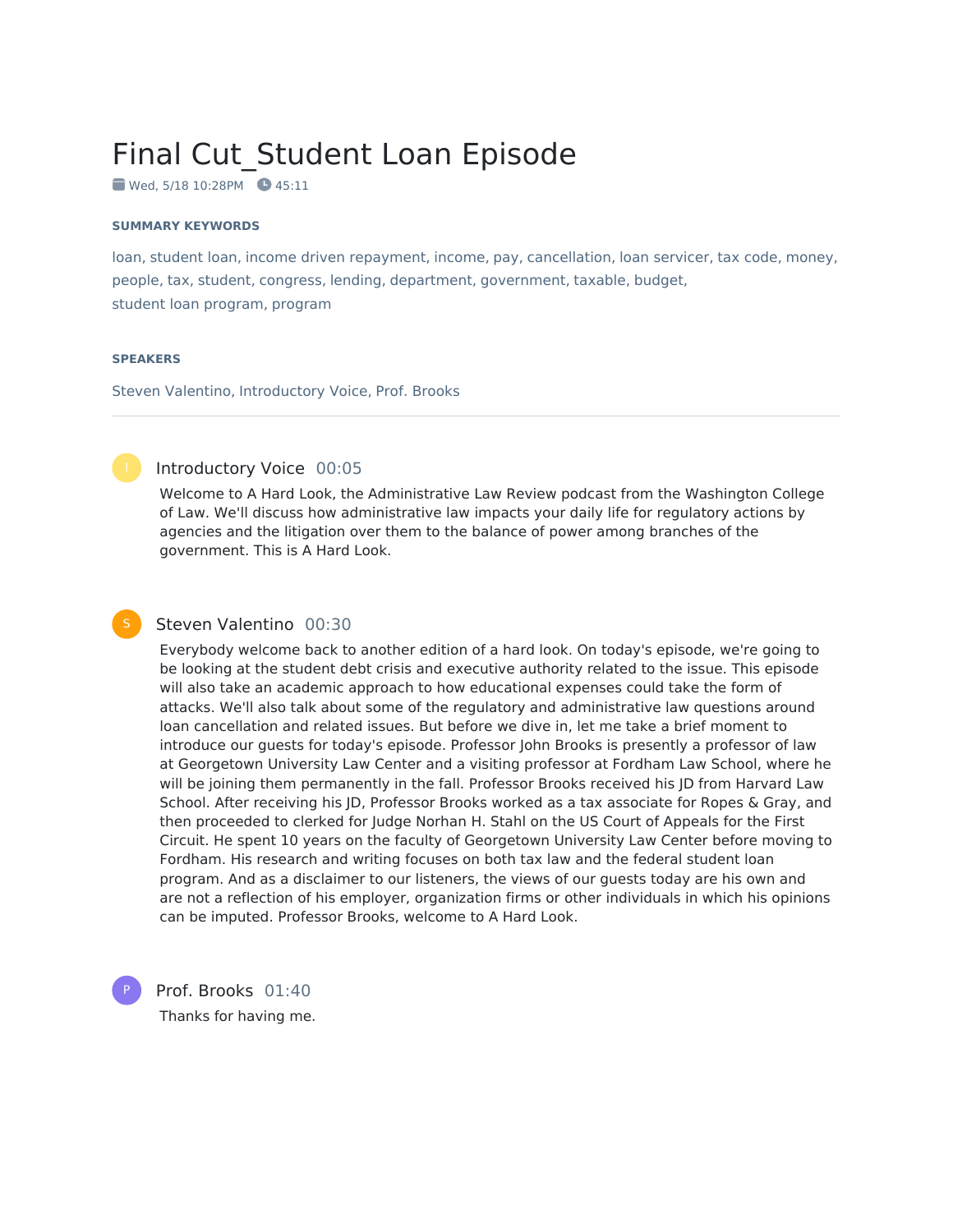# Final Cut_Student Loan Episode

Wed, 5/18 10:28PM  45:11

**SUMMARY KEYWORDS**

loan, student loan, income driven repayment, income, pay, cancellation, loan servicer, tax code, money, people, tax, student, congress, lending, department, government, taxable, budget, student loan program, program

**SPEAKERS**

Steven Valentino, Introductory Voice, Prof. Brooks

---

**Introductory Voice** 00:05

Welcome to A Hard Look, the Administrative Law Review podcast from the Washington College of Law. We'll discuss how administrative law impacts your daily life for regulatory actions by agencies and the litigation over them to the balance of power among branches of the government. This is A Hard Look.

**Steven Valentino** 00:30

Everybody welcome back to another edition of a hard look. On today's episode, we're going to be looking at the student debt crisis and executive authority related to the issue. This episode will also take an academic approach to how educational expenses could take the form of attacks. We'll also talk about some of the regulatory and administrative law questions around loan cancellation and related issues. But before we dive in, let me take a brief moment to introduce our guests for today's episode. Professor John Brooks is presently a professor of law at Georgetown University Law Center and a visiting professor at Fordham Law School, where he will be joining them permanently in the fall. Professor Brooks received his JD from Harvard Law School. After receiving his JD, Professor Brooks worked as a tax associate for Ropes & Gray, and then proceeded to clerked for Judge Norhan H. Stahl on the US Court of Appeals for the First Circuit. He spent 10 years on the faculty of Georgetown University Law Center before moving to Fordham. His research and writing focuses on both tax law and the federal student loan program. And as a disclaimer to our listeners, the views of our guests today are his own and are not a reflection of his employer, organization firms or other individuals in which his opinions can be imputed. Professor Brooks, welcome to A Hard Look.

**Prof. Brooks** 01:40

Thanks for having me.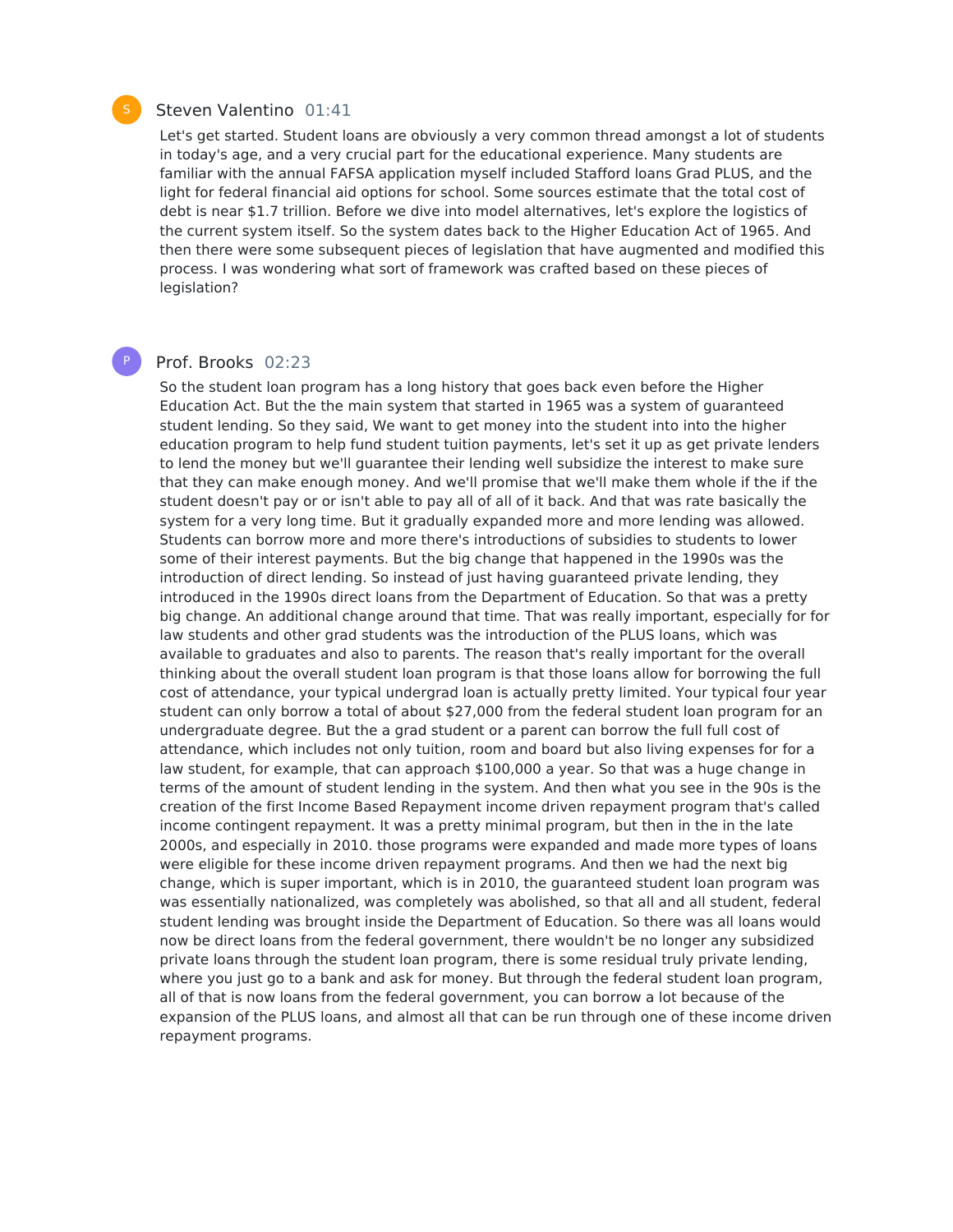**Steven Valentino** 01:41

Let's get started. Student loans are obviously a very common thread amongst a lot of students in today's age, and a very crucial part for the educational experience. Many students are familiar with the annual FAFSA application myself included Stafford loans Grad PLUS, and the light for federal financial aid options for school. Some sources estimate that the total cost of debt is near $1.7 trillion. Before we dive into model alternatives, let's explore the logistics of the current system itself. So the system dates back to the Higher Education Act of 1965. And then there were some subsequent pieces of legislation that have augmented and modified this process. I was wondering what sort of framework was crafted based on these pieces of legislation?

**Prof. Brooks** 02:23

So the student loan program has a long history that goes back even before the Higher Education Act. But the the main system that started in 1965 was a system of guaranteed student lending. So they said, We want to get money into the student into into the higher education program to help fund student tuition payments, let's set it up as get private lenders to lend the money but we'll guarantee their lending well subsidize the interest to make sure that they can make enough money. And we'll promise that we'll make them whole if the if the student doesn't pay or or isn't able to pay all of all of it back. And that was rate basically the system for a very long time. But it gradually expanded more and more lending was allowed. Students can borrow more and more there's introductions of subsidies to students to lower some of their interest payments. But the big change that happened in the 1990s was the introduction of direct lending. So instead of just having guaranteed private lending, they introduced in the 1990s direct loans from the Department of Education. So that was a pretty big change. An additional change around that time. That was really important, especially for for law students and other grad students was the introduction of the PLUS loans, which was available to graduates and also to parents. The reason that's really important for the overall thinking about the overall student loan program is that those loans allow for borrowing the full cost of attendance, your typical undergrad loan is actually pretty limited. Your typical four year student can only borrow a total of about $27,000 from the federal student loan program for an undergraduate degree. But the a grad student or a parent can borrow the full full cost of attendance, which includes not only tuition, room and board but also living expenses for for a law student, for example, that can approach $100,000 a year. So that was a huge change in terms of the amount of student lending in the system. And then what you see in the 90s is the creation of the first Income Based Repayment income driven repayment program that's called income contingent repayment. It was a pretty minimal program, but then in the in the late 2000s, and especially in 2010. those programs were expanded and made more types of loans were eligible for these income driven repayment programs. And then we had the next big change, which is super important, which is in 2010, the guaranteed student loan program was was essentially nationalized, was completely was abolished, so that all and all student, federal student lending was brought inside the Department of Education. So there was all loans would now be direct loans from the federal government, there wouldn't be no longer any subsidized private loans through the student loan program, there is some residual truly private lending, where you just go to a bank and ask for money. But through the federal student loan program, all of that is now loans from the federal government, you can borrow a lot because of the expansion of the PLUS loans, and almost all that can be run through one of these income driven repayment programs.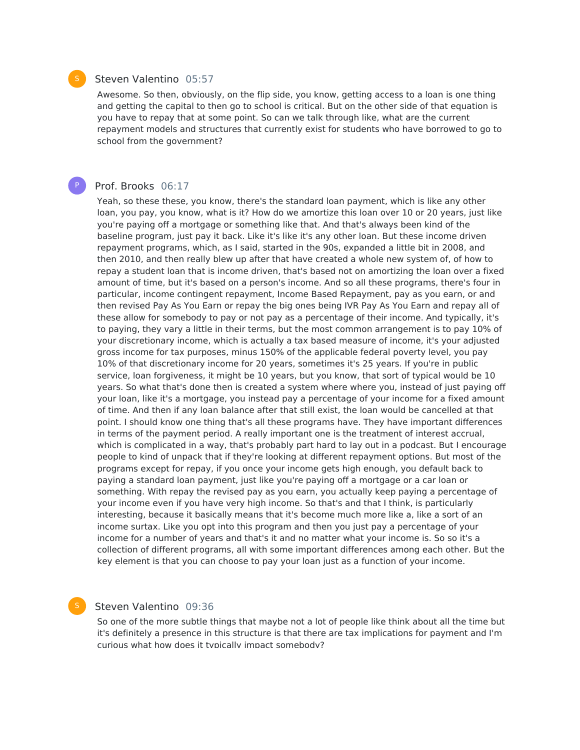S

Steven Valentino 05:57

Awesome. So then, obviously, on the flip side, you know, getting access to a loan is one thing and getting the capital to then go to school is critical. But on the other side of that equation is you have to repay that at some point. So can we talk through like, what are the current repayment models and structures that currently exist for students who have borrowed to go to school from the government?

P

Prof. Brooks 06:17

Yeah, so these these, you know, there's the standard loan payment, which is like any other loan, you pay, you know, what is it? How do we amortize this loan over 10 or 20 years, just like you're paying off a mortgage or something like that. And that's always been kind of the baseline program, just pay it back. Like it's like it's any other loan. But these income driven repayment programs, which, as I said, started in the 90s, expanded a little bit in 2008, and then 2010, and then really blew up after that have created a whole new system of, of how to repay a student loan that is income driven, that's based not on amortizing the loan over a fixed amount of time, but it's based on a person's income. And so all these programs, there's four in particular, income contingent repayment, Income Based Repayment, pay as you earn, or and then revised Pay As You Earn or repay the big ones being IVR Pay As You Earn and repay all of these allow for somebody to pay or not pay as a percentage of their income. And typically, it's to paying, they vary a little in their terms, but the most common arrangement is to pay 10% of your discretionary income, which is actually a tax based measure of income, it's your adjusted gross income for tax purposes, minus 150% of the applicable federal poverty level, you pay 10% of that discretionary income for 20 years, sometimes it's 25 years. If you're in public service, loan forgiveness, it might be 10 years, but you know, that sort of typical would be 10 years. So what that's done then is created a system where where you, instead of just paying off your loan, like it's a mortgage, you instead pay a percentage of your income for a fixed amount of time. And then if any loan balance after that still exist, the loan would be cancelled at that point. I should know one thing that's all these programs have. They have important differences in terms of the payment period. A really important one is the treatment of interest accrual, which is complicated in a way, that's probably part hard to lay out in a podcast. But I encourage people to kind of unpack that if they're looking at different repayment options. But most of the programs except for repay, if you once your income gets high enough, you default back to paying a standard loan payment, just like you're paying off a mortgage or a car loan or something. With repay the revised pay as you earn, you actually keep paying a percentage of your income even if you have very high income. So that's and that I think, is particularly interesting, because it basically means that it's become much more like a, like a sort of an income surtax. Like you opt into this program and then you just pay a percentage of your income for a number of years and that's it and no matter what your income is. So so it's a collection of different programs, all with some important differences among each other. But the key element is that you can choose to pay your loan just as a function of your income.

S

Steven Valentino 09:36

So one of the more subtle things that maybe not a lot of people like think about all the time but it's definitely a presence in this structure is that there are tax implications for payment and I'm curious what how does it typically impact somebody?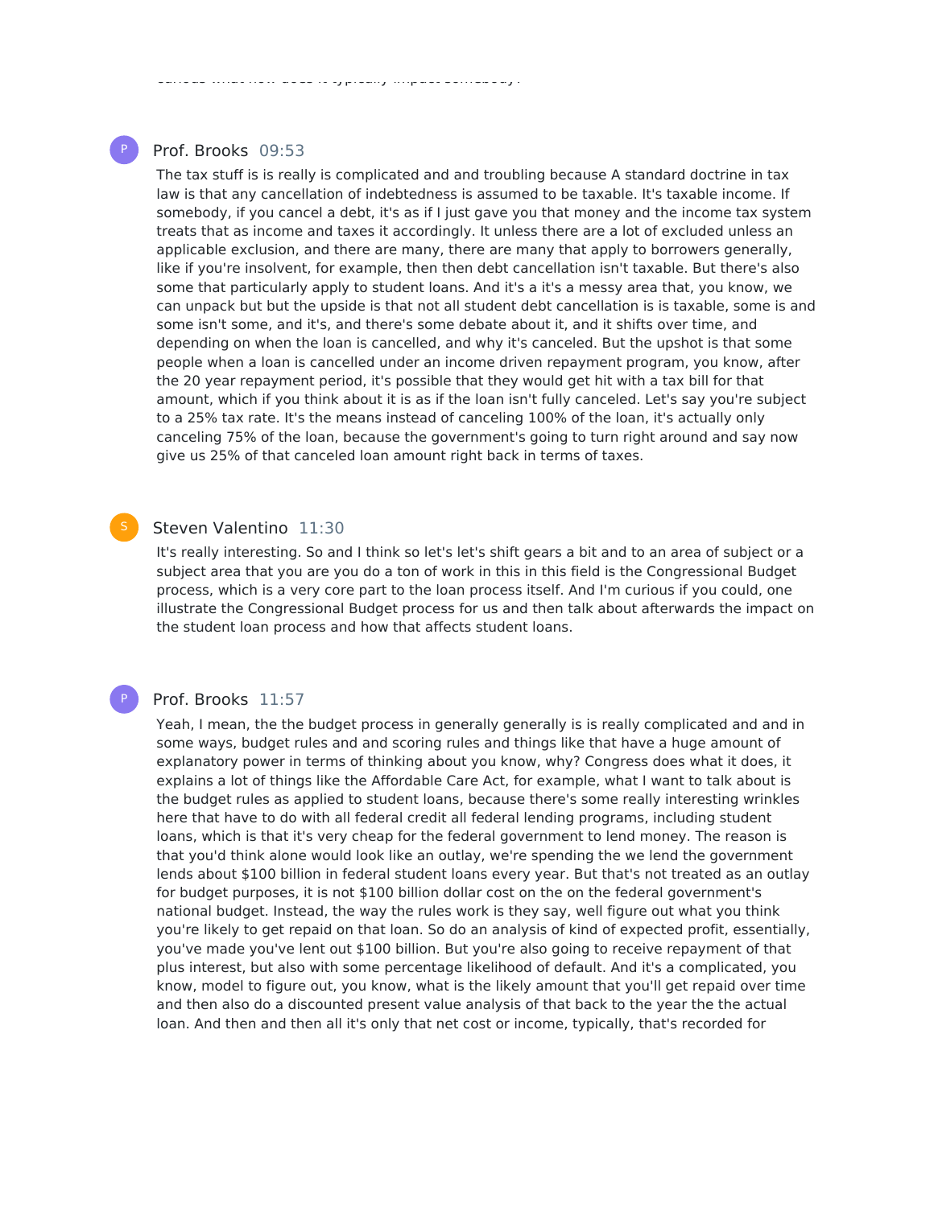Prof. Brooks 09:53

The tax stuff is is really is complicated and and troubling because A standard doctrine in tax law is that any cancellation of indebtedness is assumed to be taxable. It's taxable income. If somebody, if you cancel a debt, it's as if I just gave you that money and the income tax system treats that as income and taxes it accordingly. It unless there are a lot of excluded unless an applicable exclusion, and there are many, there are many that apply to borrowers generally, like if you're insolvent, for example, then then debt cancellation isn't taxable. But there's also some that particularly apply to student loans. And it's a it's a messy area that, you know, we can unpack but but the upside is that not all student debt cancellation is is taxable, some is and some isn't some, and it's, and there's some debate about it, and it shifts over time, and depending on when the loan is cancelled, and why it's canceled. But the upshot is that some people when a loan is cancelled under an income driven repayment program, you know, after the 20 year repayment period, it's possible that they would get hit with a tax bill for that amount, which if you think about it is as if the loan isn't fully canceled. Let's say you're subject to a 25% tax rate. It's the means instead of canceling 100% of the loan, it's actually only canceling 75% of the loan, because the government's going to turn right around and say now give us 25% of that canceled loan amount right back in terms of taxes.

Steven Valentino 11:30

It's really interesting. So and I think so let's let's shift gears a bit and to an area of subject or a subject area that you are you do a ton of work in this in this field is the Congressional Budget process, which is a very core part to the loan process itself. And I'm curious if you could, one illustrate the Congressional Budget process for us and then talk about afterwards the impact on the student loan process and how that affects student loans.

Prof. Brooks 11:57

Yeah, I mean, the the budget process in generally generally is is really complicated and and in some ways, budget rules and and scoring rules and things like that have a huge amount of explanatory power in terms of thinking about you know, why? Congress does what it does, it explains a lot of things like the Affordable Care Act, for example, what I want to talk about is the budget rules as applied to student loans, because there's some really interesting wrinkles here that have to do with all federal credit all federal lending programs, including student loans, which is that it's very cheap for the federal government to lend money. The reason is that you'd think alone would look like an outlay, we're spending the we lend the government lends about $100 billion in federal student loans every year. But that's not treated as an outlay for budget purposes, it is not $100 billion dollar cost on the on the federal government's national budget. Instead, the way the rules work is they say, well figure out what you think you're likely to get repaid on that loan. So do an analysis of kind of expected profit, essentially, you've made you've lent out $100 billion. But you're also going to receive repayment of that plus interest, but also with some percentage likelihood of default. And it's a complicated, you know, model to figure out, you know, what is the likely amount that you'll get repaid over time and then also do a discounted present value analysis of that back to the year the the actual loan. And then and then all it's only that net cost or income, typically, that's recorded for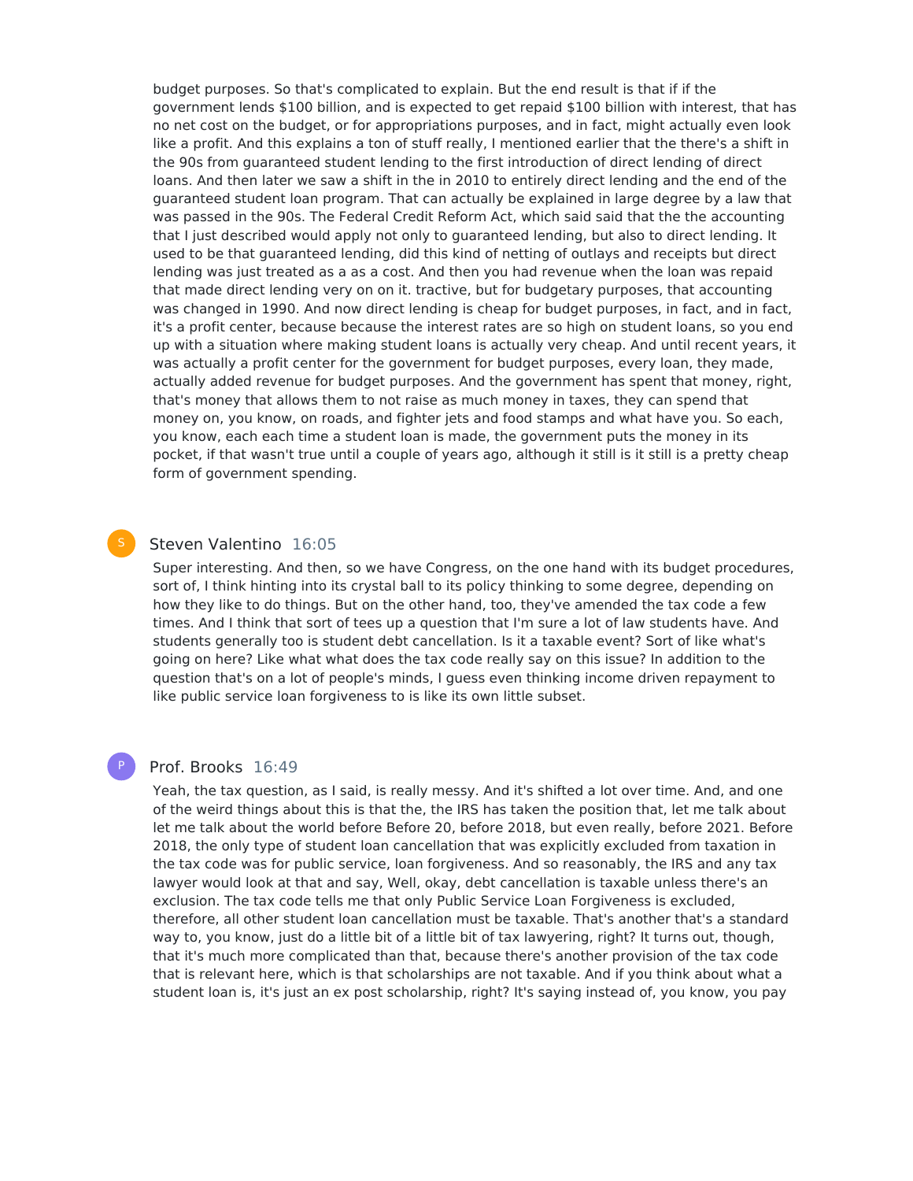budget purposes. So that's complicated to explain. But the end result is that if if the government lends $100 billion, and is expected to get repaid $100 billion with interest, that has no net cost on the budget, or for appropriations purposes, and in fact, might actually even look like a profit. And this explains a ton of stuff really, I mentioned earlier that the there's a shift in the 90s from guaranteed student lending to the first introduction of direct lending of direct loans. And then later we saw a shift in the in 2010 to entirely direct lending and the end of the guaranteed student loan program. That can actually be explained in large degree by a law that was passed in the 90s. The Federal Credit Reform Act, which said said that the the accounting that I just described would apply not only to guaranteed lending, but also to direct lending. It used to be that guaranteed lending, did this kind of netting of outlays and receipts but direct lending was just treated as a as a cost. And then you had revenue when the loan was repaid that made direct lending very on on it. tractive, but for budgetary purposes, that accounting was changed in 1990. And now direct lending is cheap for budget purposes, in fact, and in fact, it's a profit center, because because the interest rates are so high on student loans, so you end up with a situation where making student loans is actually very cheap. And until recent years, it was actually a profit center for the government for budget purposes, every loan, they made, actually added revenue for budget purposes. And the government has spent that money, right, that's money that allows them to not raise as much money in taxes, they can spend that money on, you know, on roads, and fighter jets and food stamps and what have you. So each, you know, each each time a student loan is made, the government puts the money in its pocket, if that wasn't true until a couple of years ago, although it still is it still is a pretty cheap form of government spending.

**Steven Valentino** 16:05

Super interesting. And then, so we have Congress, on the one hand with its budget procedures, sort of, I think hinting into its crystal ball to its policy thinking to some degree, depending on how they like to do things. But on the other hand, too, they've amended the tax code a few times. And I think that sort of tees up a question that I'm sure a lot of law students have. And students generally too is student debt cancellation. Is it a taxable event? Sort of like what's going on here? Like what what does the tax code really say on this issue? In addition to the question that's on a lot of people's minds, I guess even thinking income driven repayment to like public service loan forgiveness to is like its own little subset.

**Prof. Brooks** 16:49

Yeah, the tax question, as I said, is really messy. And it's shifted a lot over time. And, and one of the weird things about this is that the, the IRS has taken the position that, let me talk about let me talk about the world before Before 20, before 2018, but even really, before 2021. Before 2018, the only type of student loan cancellation that was explicitly excluded from taxation in the tax code was for public service, loan forgiveness. And so reasonably, the IRS and any tax lawyer would look at that and say, Well, okay, debt cancellation is taxable unless there's an exclusion. The tax code tells me that only Public Service Loan Forgiveness is excluded, therefore, all other student loan cancellation must be taxable. That's another that's a standard way to, you know, just do a little bit of a little bit of tax lawyering, right? It turns out, though, that it's much more complicated than that, because there's another provision of the tax code that is relevant here, which is that scholarships are not taxable. And if you think about what a student loan is, it's just an ex post scholarship, right? It's saying instead of, you know, you pay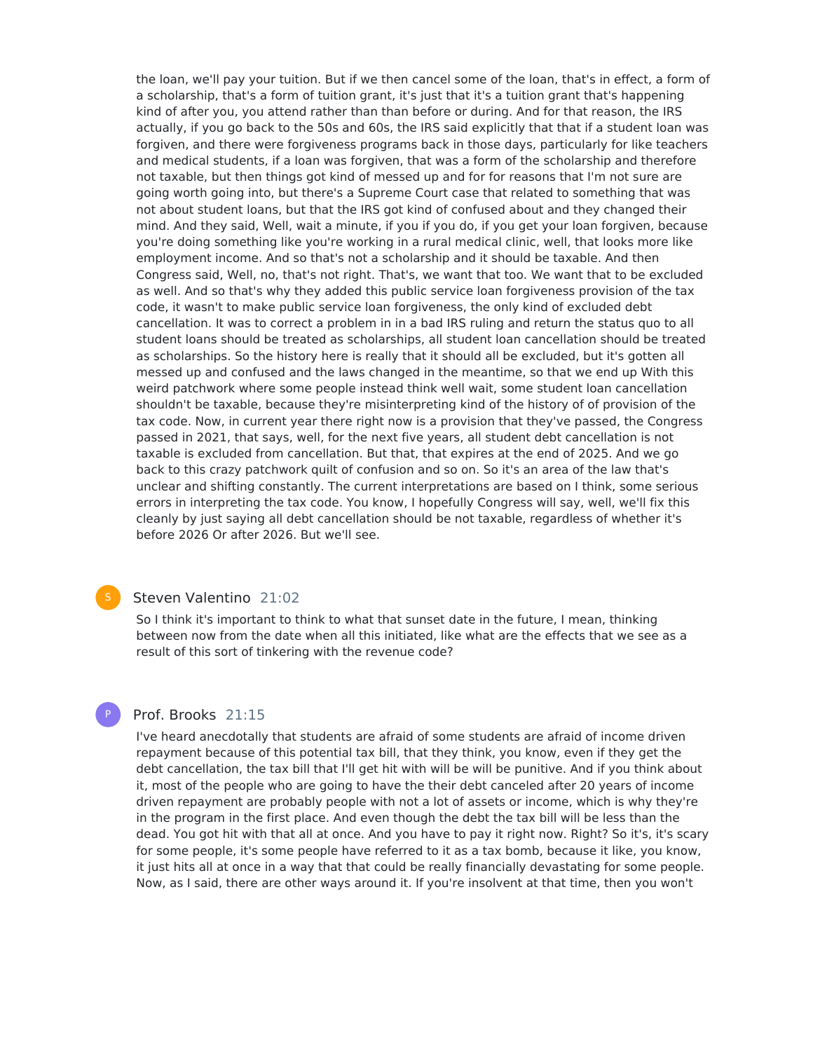the loan, we'll pay your tuition. But if we then cancel some of the loan, that's in effect, a form of a scholarship, that's a form of tuition grant, it's just that it's a tuition grant that's happening kind of after you, you attend rather than than before or during. And for that reason, the IRS actually, if you go back to the 50s and 60s, the IRS said explicitly that that if a student loan was forgiven, and there were forgiveness programs back in those days, particularly for like teachers and medical students, if a loan was forgiven, that was a form of the scholarship and therefore not taxable, but then things got kind of messed up and for for reasons that I'm not sure are going worth going into, but there's a Supreme Court case that related to something that was not about student loans, but that the IRS got kind of confused about and they changed their mind. And they said, Well, wait a minute, if you if you do, if you get your loan forgiven, because you're doing something like you're working in a rural medical clinic, well, that looks more like employment income. And so that's not a scholarship and it should be taxable. And then Congress said, Well, no, that's not right. That's, we want that too. We want that to be excluded as well. And so that's why they added this public service loan forgiveness provision of the tax code, it wasn't to make public service loan forgiveness, the only kind of excluded debt cancellation. It was to correct a problem in in a bad IRS ruling and return the status quo to all student loans should be treated as scholarships, all student loan cancellation should be treated as scholarships. So the history here is really that it should all be excluded, but it's gotten all messed up and confused and the laws changed in the meantime, so that we end up With this weird patchwork where some people instead think well wait, some student loan cancellation shouldn't be taxable, because they're misinterpreting kind of the history of of provision of the tax code. Now, in current year there right now is a provision that they've passed, the Congress passed in 2021, that says, well, for the next five years, all student debt cancellation is not taxable is excluded from cancellation. But that, that expires at the end of 2025. And we go back to this crazy patchwork quilt of confusion and so on. So it's an area of the law that's unclear and shifting constantly. The current interpretations are based on I think, some serious errors in interpreting the tax code. You know, I hopefully Congress will say, well, we'll fix this cleanly by just saying all debt cancellation should be not taxable, regardless of whether it's before 2026 Or after 2026. But we'll see.

**Steven Valentino** 21:02

So I think it's important to think to what that sunset date in the future, I mean, thinking between now from the date when all this initiated, like what are the effects that we see as a result of this sort of tinkering with the revenue code?

**Prof. Brooks** 21:15

I've heard anecdotally that students are afraid of some students are afraid of income driven repayment because of this potential tax bill, that they think, you know, even if they get the debt cancellation, the tax bill that I'll get hit with will be will be punitive. And if you think about it, most of the people who are going to have the their debt canceled after 20 years of income driven repayment are probably people with not a lot of assets or income, which is why they're in the program in the first place. And even though the debt the tax bill will be less than the dead. You got hit with that all at once. And you have to pay it right now. Right? So it's, it's scary for some people, it's some people have referred to it as a tax bomb, because it like, you know, it just hits all at once in a way that that could be really financially devastating for some people. Now, as I said, there are other ways around it. If you're insolvent at that time, then you won't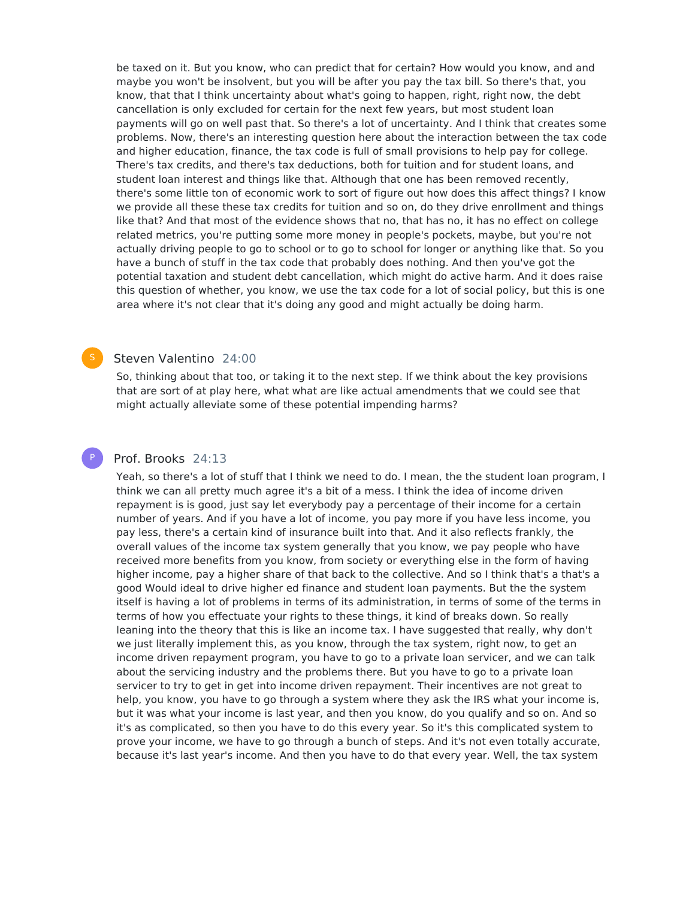be taxed on it. But you know, who can predict that for certain? How would you know, and and maybe you won't be insolvent, but you will be after you pay the tax bill. So there's that, you know, that that I think uncertainty about what's going to happen, right, right now, the debt cancellation is only excluded for certain for the next few years, but most student loan payments will go on well past that. So there's a lot of uncertainty. And I think that creates some problems. Now, there's an interesting question here about the interaction between the tax code and higher education, finance, the tax code is full of small provisions to help pay for college. There's tax credits, and there's tax deductions, both for tuition and for student loans, and student loan interest and things like that. Although that one has been removed recently, there's some little ton of economic work to sort of figure out how does this affect things? I know we provide all these these tax credits for tuition and so on, do they drive enrollment and things like that? And that most of the evidence shows that no, that has no, it has no effect on college related metrics, you're putting some more money in people's pockets, maybe, but you're not actually driving people to go to school or to go to school for longer or anything like that. So you have a bunch of stuff in the tax code that probably does nothing. And then you've got the potential taxation and student debt cancellation, which might do active harm. And it does raise this question of whether, you know, we use the tax code for a lot of social policy, but this is one area where it's not clear that it's doing any good and might actually be doing harm.

**Steven Valentino** 24:00

So, thinking about that too, or taking it to the next step. If we think about the key provisions that are sort of at play here, what what are like actual amendments that we could see that might actually alleviate some of these potential impending harms?

**Prof. Brooks** 24:13

Yeah, so there's a lot of stuff that I think we need to do. I mean, the the student loan program, I think we can all pretty much agree it's a bit of a mess. I think the idea of income driven repayment is is good, just say let everybody pay a percentage of their income for a certain number of years. And if you have a lot of income, you pay more if you have less income, you pay less, there's a certain kind of insurance built into that. And it also reflects frankly, the overall values of the income tax system generally that you know, we pay people who have received more benefits from you know, from society or everything else in the form of having higher income, pay a higher share of that back to the collective. And so I think that's a that's a good Would ideal to drive higher ed finance and student loan payments. But the the system itself is having a lot of problems in terms of its administration, in terms of some of the terms in terms of how you effectuate your rights to these things, it kind of breaks down. So really leaning into the theory that this is like an income tax. I have suggested that really, why don't we just literally implement this, as you know, through the tax system, right now, to get an income driven repayment program, you have to go to a private loan servicer, and we can talk about the servicing industry and the problems there. But you have to go to a private loan servicer to try to get in get into income driven repayment. Their incentives are not great to help, you know, you have to go through a system where they ask the IRS what your income is, but it was what your income is last year, and then you know, do you qualify and so on. And so it's as complicated, so then you have to do this every year. So it's this complicated system to prove your income, we have to go through a bunch of steps. And it's not even totally accurate, because it's last year's income. And then you have to do that every year. Well, the tax system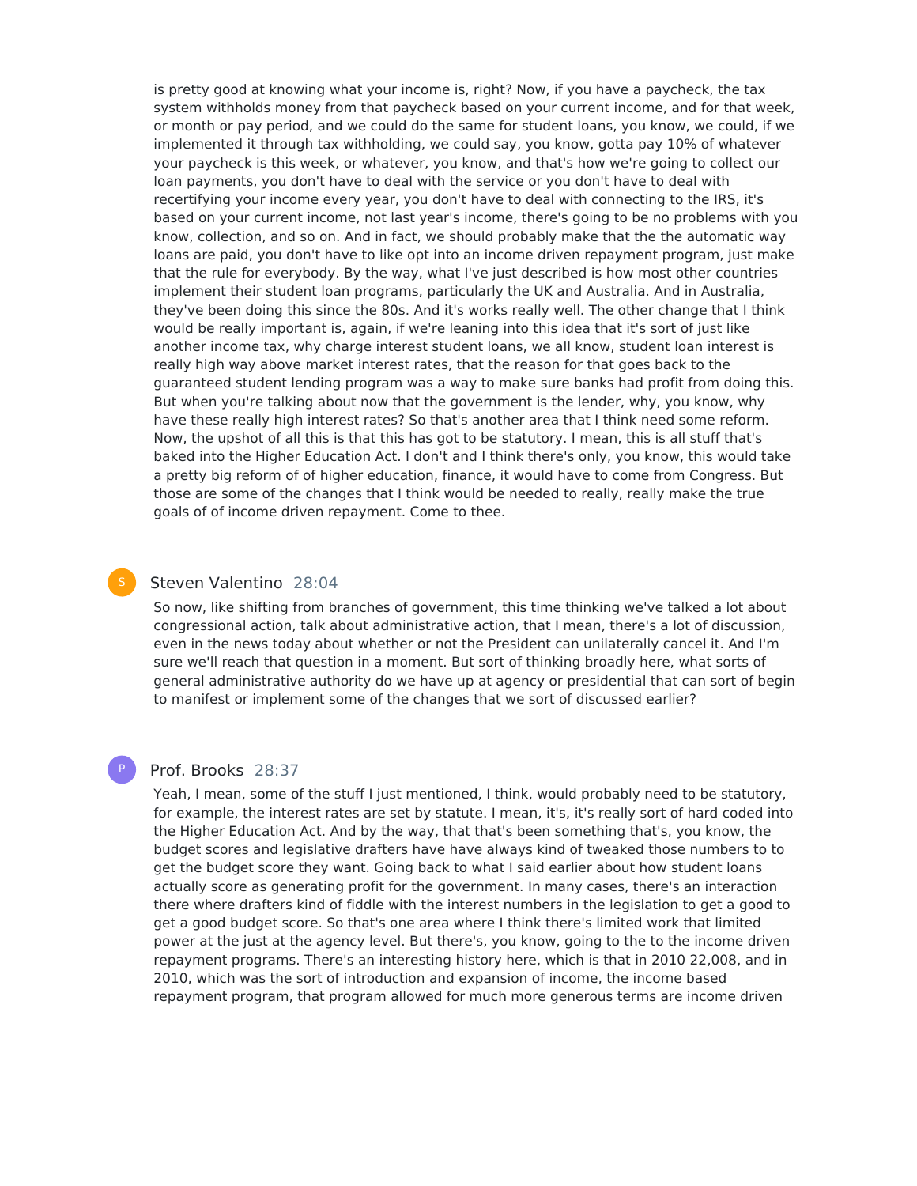is pretty good at knowing what your income is, right? Now, if you have a paycheck, the tax system withholds money from that paycheck based on your current income, and for that week, or month or pay period, and we could do the same for student loans, you know, we could, if we implemented it through tax withholding, we could say, you know, gotta pay 10% of whatever your paycheck is this week, or whatever, you know, and that's how we're going to collect our loan payments, you don't have to deal with the service or you don't have to deal with recertifying your income every year, you don't have to deal with connecting to the IRS, it's based on your current income, not last year's income, there's going to be no problems with you know, collection, and so on. And in fact, we should probably make that the the automatic way loans are paid, you don't have to like opt into an income driven repayment program, just make that the rule for everybody. By the way, what I've just described is how most other countries implement their student loan programs, particularly the UK and Australia. And in Australia, they've been doing this since the 80s. And it's works really well. The other change that I think would be really important is, again, if we're leaning into this idea that it's sort of just like another income tax, why charge interest student loans, we all know, student loan interest is really high way above market interest rates, that the reason for that goes back to the guaranteed student lending program was a way to make sure banks had profit from doing this. But when you're talking about now that the government is the lender, why, you know, why have these really high interest rates? So that's another area that I think need some reform. Now, the upshot of all this is that this has got to be statutory. I mean, this is all stuff that's baked into the Higher Education Act. I don't and I think there's only, you know, this would take a pretty big reform of of higher education, finance, it would have to come from Congress. But those are some of the changes that I think would be needed to really, really make the true goals of of income driven repayment. Come to thee.

**Steven Valentino** 28:04

So now, like shifting from branches of government, this time thinking we've talked a lot about congressional action, talk about administrative action, that I mean, there's a lot of discussion, even in the news today about whether or not the President can unilaterally cancel it. And I'm sure we'll reach that question in a moment. But sort of thinking broadly here, what sorts of general administrative authority do we have up at agency or presidential that can sort of begin to manifest or implement some of the changes that we sort of discussed earlier?

**Prof. Brooks** 28:37

Yeah, I mean, some of the stuff I just mentioned, I think, would probably need to be statutory, for example, the interest rates are set by statute. I mean, it's, it's really sort of hard coded into the Higher Education Act. And by the way, that that's been something that's, you know, the budget scores and legislative drafters have have always kind of tweaked those numbers to to get the budget score they want. Going back to what I said earlier about how student loans actually score as generating profit for the government. In many cases, there's an interaction there where drafters kind of fiddle with the interest numbers in the legislation to get a good to get a good budget score. So that's one area where I think there's limited work that limited power at the just at the agency level. But there's, you know, going to the to the income driven repayment programs. There's an interesting history here, which is that in 2010 22,008, and in 2010, which was the sort of introduction and expansion of income, the income based repayment program, that program allowed for much more generous terms are income driven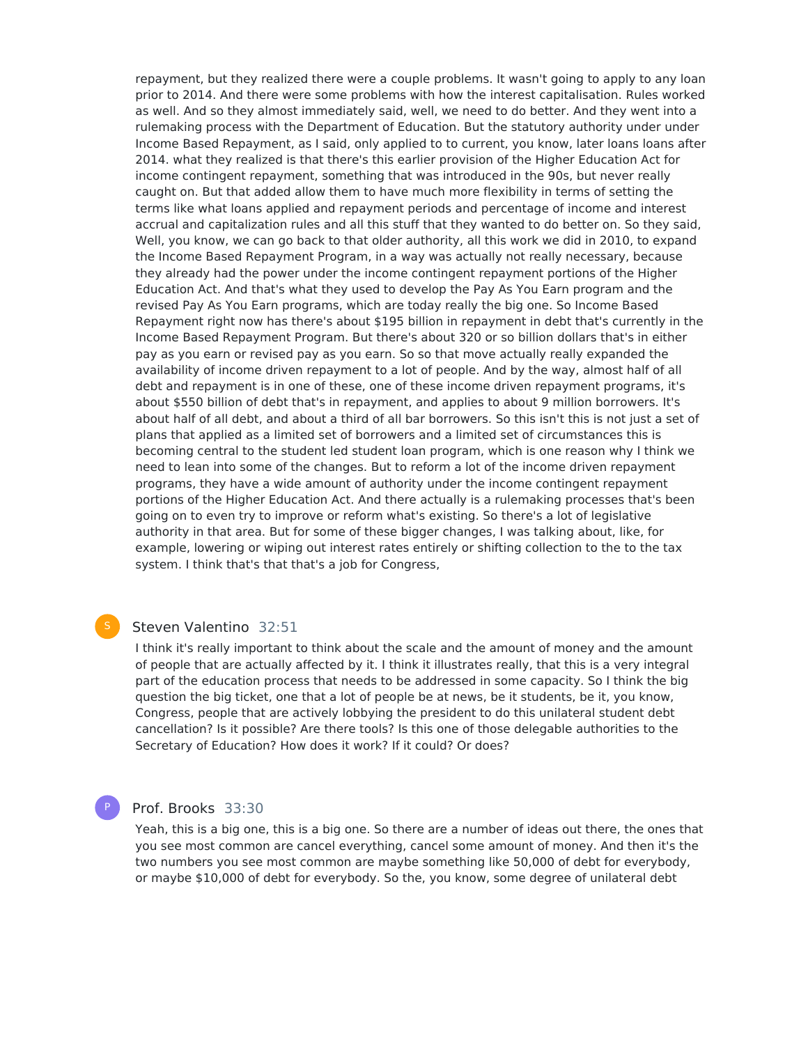repayment, but they realized there were a couple problems. It wasn't going to apply to any loan prior to 2014. And there were some problems with how the interest capitalisation. Rules worked as well. And so they almost immediately said, well, we need to do better. And they went into a rulemaking process with the Department of Education. But the statutory authority under under Income Based Repayment, as I said, only applied to to current, you know, later loans loans after 2014. what they realized is that there's this earlier provision of the Higher Education Act for income contingent repayment, something that was introduced in the 90s, but never really caught on. But that added allow them to have much more flexibility in terms of setting the terms like what loans applied and repayment periods and percentage of income and interest accrual and capitalization rules and all this stuff that they wanted to do better on. So they said, Well, you know, we can go back to that older authority, all this work we did in 2010, to expand the Income Based Repayment Program, in a way was actually not really necessary, because they already had the power under the income contingent repayment portions of the Higher Education Act. And that's what they used to develop the Pay As You Earn program and the revised Pay As You Earn programs, which are today really the big one. So Income Based Repayment right now has there's about $195 billion in repayment in debt that's currently in the Income Based Repayment Program. But there's about 320 or so billion dollars that's in either pay as you earn or revised pay as you earn. So so that move actually really expanded the availability of income driven repayment to a lot of people. And by the way, almost half of all debt and repayment is in one of these, one of these income driven repayment programs, it's about $550 billion of debt that's in repayment, and applies to about 9 million borrowers. It's about half of all debt, and about a third of all bar borrowers. So this isn't this is not just a set of plans that applied as a limited set of borrowers and a limited set of circumstances this is becoming central to the student led student loan program, which is one reason why I think we need to lean into some of the changes. But to reform a lot of the income driven repayment programs, they have a wide amount of authority under the income contingent repayment portions of the Higher Education Act. And there actually is a rulemaking processes that's been going on to even try to improve or reform what's existing. So there's a lot of legislative authority in that area. But for some of these bigger changes, I was talking about, like, for example, lowering or wiping out interest rates entirely or shifting collection to the to the tax system. I think that's that that's a job for Congress,

S Steven Valentino 32:51

I think it's really important to think about the scale and the amount of money and the amount of people that are actually affected by it. I think it illustrates really, that this is a very integral part of the education process that needs to be addressed in some capacity. So I think the big question the big ticket, one that a lot of people be at news, be it students, be it, you know, Congress, people that are actively lobbying the president to do this unilateral student debt cancellation? Is it possible? Are there tools? Is this one of those delegable authorities to the Secretary of Education? How does it work? If it could? Or does?

P Prof. Brooks 33:30

Yeah, this is a big one, this is a big one. So there are a number of ideas out there, the ones that you see most common are cancel everything, cancel some amount of money. And then it's the two numbers you see most common are maybe something like 50,000 of debt for everybody, or maybe $10,000 of debt for everybody. So the, you know, some degree of unilateral debt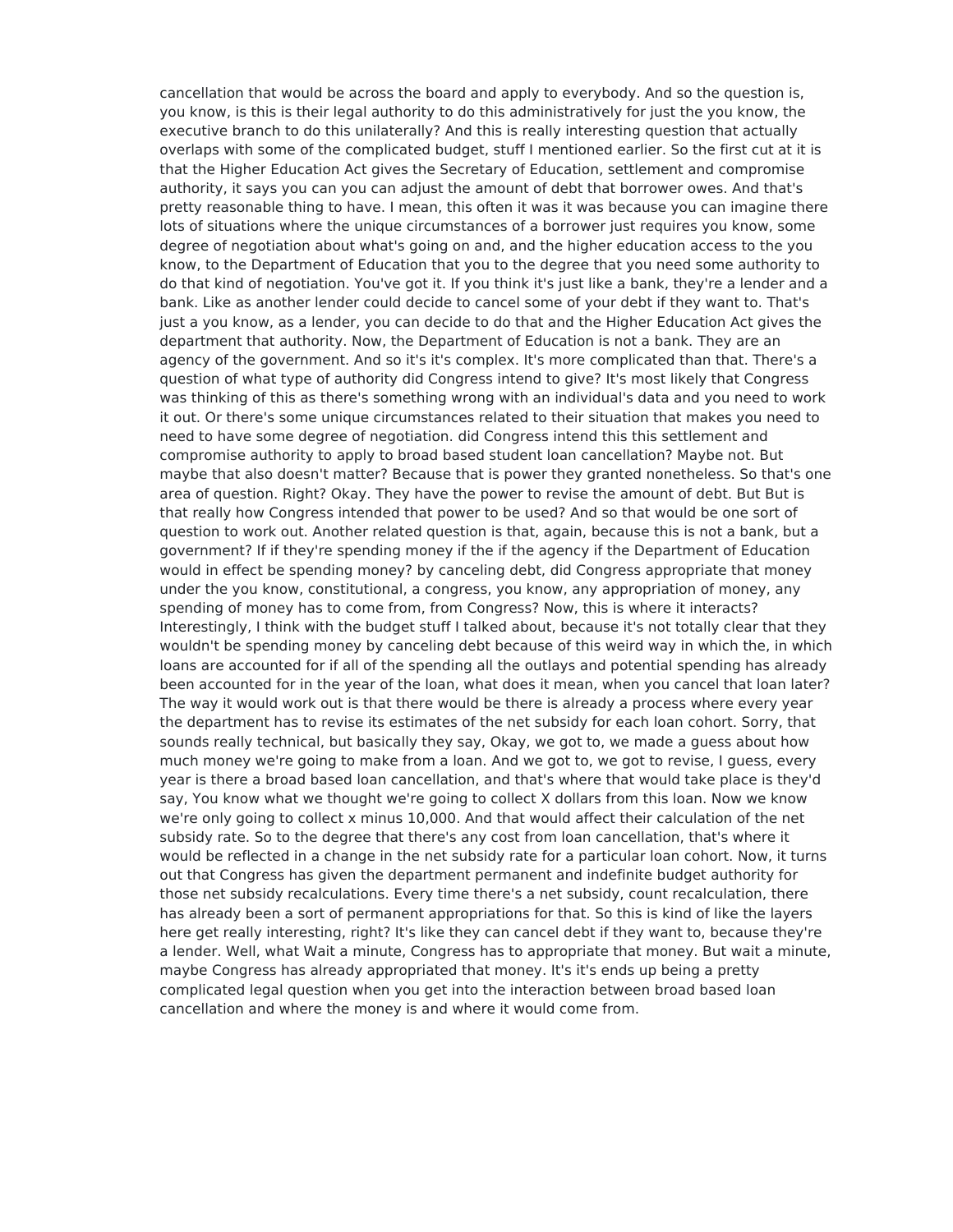cancellation that would be across the board and apply to everybody. And so the question is, you know, is this is their legal authority to do this administratively for just the you know, the executive branch to do this unilaterally? And this is really interesting question that actually overlaps with some of the complicated budget, stuff I mentioned earlier. So the first cut at it is that the Higher Education Act gives the Secretary of Education, settlement and compromise authority, it says you can you can adjust the amount of debt that borrower owes. And that's pretty reasonable thing to have. I mean, this often it was it was because you can imagine there lots of situations where the unique circumstances of a borrower just requires you know, some degree of negotiation about what's going on and, and the higher education access to the you know, to the Department of Education that you to the degree that you need some authority to do that kind of negotiation. You've got it. If you think it's just like a bank, they're a lender and a bank. Like as another lender could decide to cancel some of your debt if they want to. That's just a you know, as a lender, you can decide to do that and the Higher Education Act gives the department that authority. Now, the Department of Education is not a bank. They are an agency of the government. And so it's it's complex. It's more complicated than that. There's a question of what type of authority did Congress intend to give? It's most likely that Congress was thinking of this as there's something wrong with an individual's data and you need to work it out. Or there's some unique circumstances related to their situation that makes you need to need to have some degree of negotiation. did Congress intend this this settlement and compromise authority to apply to broad based student loan cancellation? Maybe not. But maybe that also doesn't matter? Because that is power they granted nonetheless. So that's one area of question. Right? Okay. They have the power to revise the amount of debt. But But is that really how Congress intended that power to be used? And so that would be one sort of question to work out. Another related question is that, again, because this is not a bank, but a government? If if they're spending money if the if the agency if the Department of Education would in effect be spending money? by canceling debt, did Congress appropriate that money under the you know, constitutional, a congress, you know, any appropriation of money, any spending of money has to come from, from Congress? Now, this is where it interacts? Interestingly, I think with the budget stuff I talked about, because it's not totally clear that they wouldn't be spending money by canceling debt because of this weird way in which the, in which loans are accounted for if all of the spending all the outlays and potential spending has already been accounted for in the year of the loan, what does it mean, when you cancel that loan later? The way it would work out is that there would be there is already a process where every year the department has to revise its estimates of the net subsidy for each loan cohort. Sorry, that sounds really technical, but basically they say, Okay, we got to, we made a guess about how much money we're going to make from a loan. And we got to, we got to revise, I guess, every year is there a broad based loan cancellation, and that's where that would take place is they'd say, You know what we thought we're going to collect X dollars from this loan. Now we know we're only going to collect x minus 10,000. And that would affect their calculation of the net subsidy rate. So to the degree that there's any cost from loan cancellation, that's where it would be reflected in a change in the net subsidy rate for a particular loan cohort. Now, it turns out that Congress has given the department permanent and indefinite budget authority for those net subsidy recalculations. Every time there's a net subsidy, count recalculation, there has already been a sort of permanent appropriations for that. So this is kind of like the layers here get really interesting, right? It's like they can cancel debt if they want to, because they're a lender. Well, what Wait a minute, Congress has to appropriate that money. But wait a minute, maybe Congress has already appropriated that money. It's it's ends up being a pretty complicated legal question when you get into the interaction between broad based loan cancellation and where the money is and where it would come from.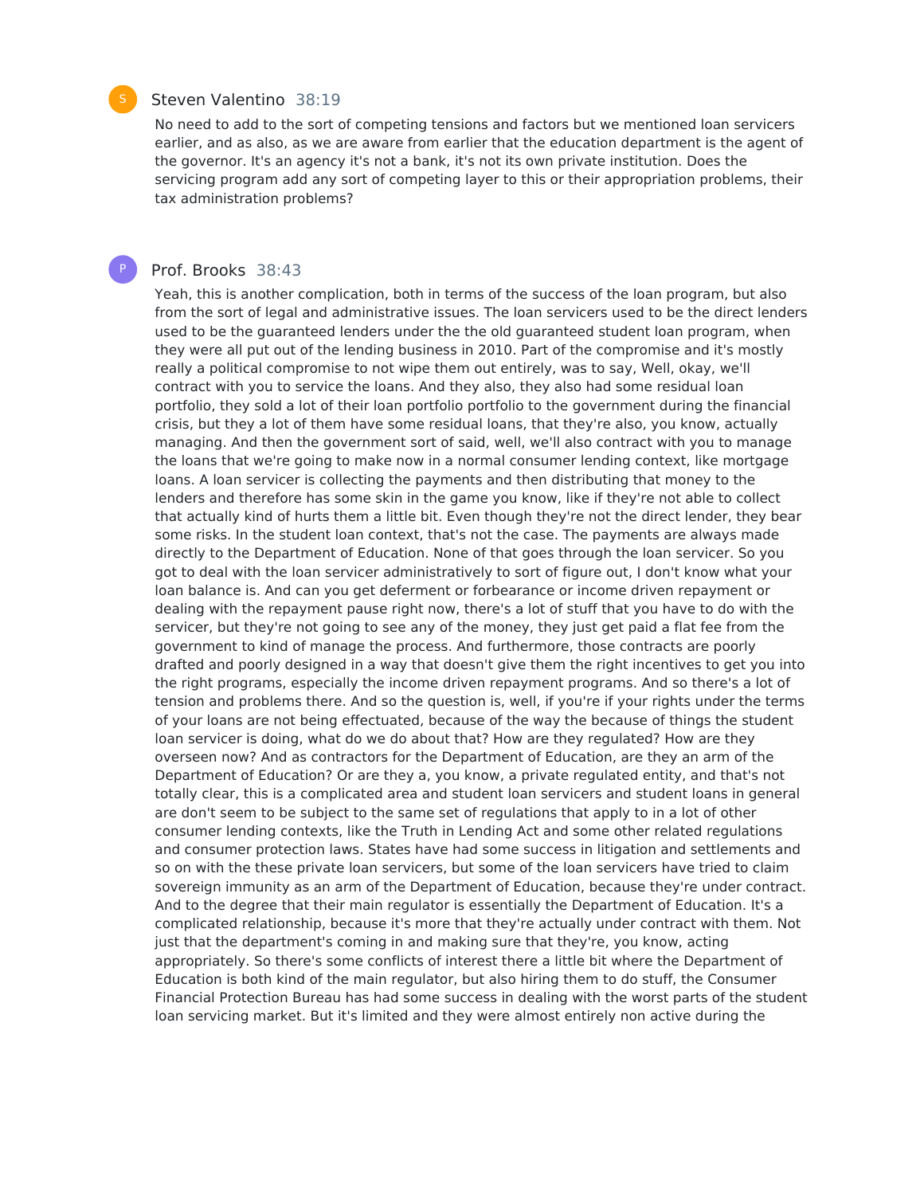**Steven Valentino** 38:19

No need to add to the sort of competing tensions and factors but we mentioned loan servicers earlier, and as also, as we are aware from earlier that the education department is the agent of the governor. It's an agency it's not a bank, it's not its own private institution. Does the servicing program add any sort of competing layer to this or their appropriation problems, their tax administration problems?

**Prof. Brooks** 38:43

Yeah, this is another complication, both in terms of the success of the loan program, but also from the sort of legal and administrative issues. The loan servicers used to be the direct lenders used to be the guaranteed lenders under the the old guaranteed student loan program, when they were all put out of the lending business in 2010. Part of the compromise and it's mostly really a political compromise to not wipe them out entirely, was to say, Well, okay, we'll contract with you to service the loans. And they also, they also had some residual loan portfolio, they sold a lot of their loan portfolio portfolio to the government during the financial crisis, but they a lot of them have some residual loans, that they're also, you know, actually managing. And then the government sort of said, well, we'll also contract with you to manage the loans that we're going to make now in a normal consumer lending context, like mortgage loans. A loan servicer is collecting the payments and then distributing that money to the lenders and therefore has some skin in the game you know, like if they're not able to collect that actually kind of hurts them a little bit. Even though they're not the direct lender, they bear some risks. In the student loan context, that's not the case. The payments are always made directly to the Department of Education. None of that goes through the loan servicer. So you got to deal with the loan servicer administratively to sort of figure out, I don't know what your loan balance is. And can you get deferment or forbearance or income driven repayment or dealing with the repayment pause right now, there's a lot of stuff that you have to do with the servicer, but they're not going to see any of the money, they just get paid a flat fee from the government to kind of manage the process. And furthermore, those contracts are poorly drafted and poorly designed in a way that doesn't give them the right incentives to get you into the right programs, especially the income driven repayment programs. And so there's a lot of tension and problems there. And so the question is, well, if you're if your rights under the terms of your loans are not being effectuated, because of the way the because of things the student loan servicer is doing, what do we do about that? How are they regulated? How are they overseen now? And as contractors for the Department of Education, are they an arm of the Department of Education? Or are they a, you know, a private regulated entity, and that's not totally clear, this is a complicated area and student loan servicers and student loans in general are don't seem to be subject to the same set of regulations that apply to in a lot of other consumer lending contexts, like the Truth in Lending Act and some other related regulations and consumer protection laws. States have had some success in litigation and settlements and so on with the these private loan servicers, but some of the loan servicers have tried to claim sovereign immunity as an arm of the Department of Education, because they're under contract. And to the degree that their main regulator is essentially the Department of Education. It's a complicated relationship, because it's more that they're actually under contract with them. Not just that the department's coming in and making sure that they're, you know, acting appropriately. So there's some conflicts of interest there a little bit where the Department of Education is both kind of the main regulator, but also hiring them to do stuff, the Consumer Financial Protection Bureau has had some success in dealing with the worst parts of the student loan servicing market. But it's limited and they were almost entirely non active during the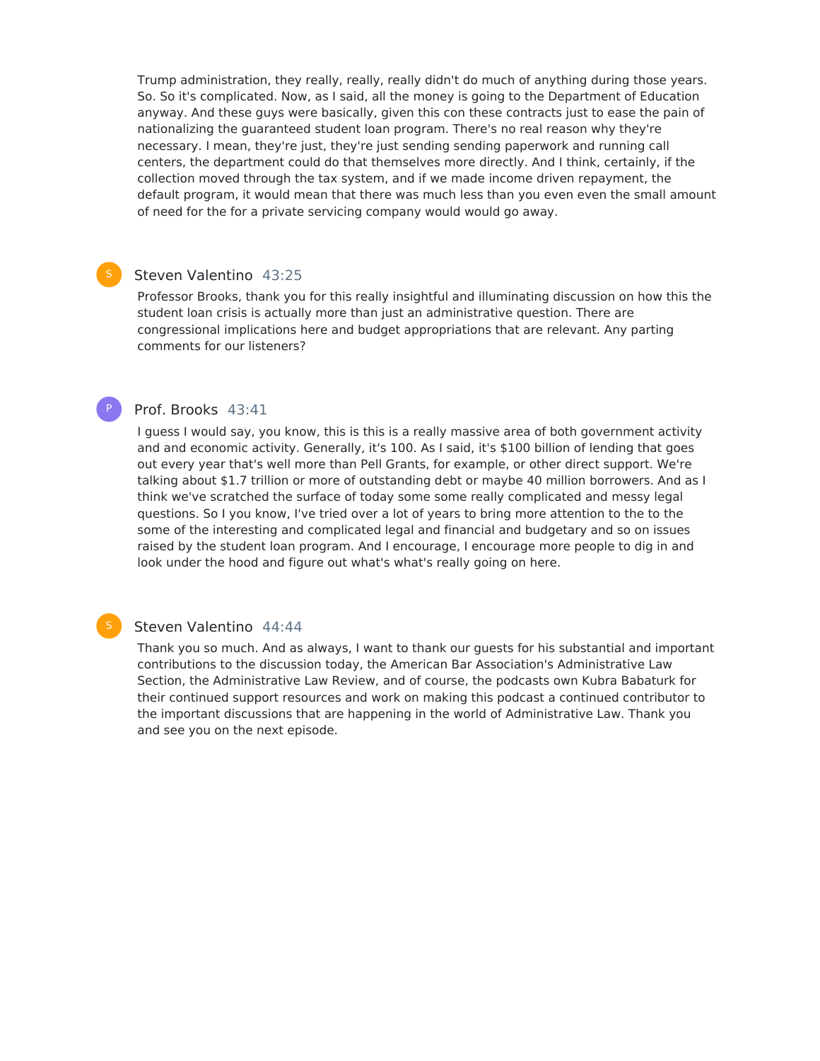Trump administration, they really, really, really didn't do much of anything during those years. So. So it's complicated. Now, as I said, all the money is going to the Department of Education anyway. And these guys were basically, given this con these contracts just to ease the pain of nationalizing the guaranteed student loan program. There's no real reason why they're necessary. I mean, they're just, they're just sending sending paperwork and running call centers, the department could do that themselves more directly. And I think, certainly, if the collection moved through the tax system, and if we made income driven repayment, the default program, it would mean that there was much less than you even even the small amount of need for the for a private servicing company would would go away.

**Steven Valentino** 43:25

Professor Brooks, thank you for this really insightful and illuminating discussion on how this the student loan crisis is actually more than just an administrative question. There are congressional implications here and budget appropriations that are relevant. Any parting comments for our listeners?

**Prof. Brooks** 43:41

I guess I would say, you know, this is this is a really massive area of both government activity and and economic activity. Generally, it's 100. As I said, it's $100 billion of lending that goes out every year that's well more than Pell Grants, for example, or other direct support. We're talking about $1.7 trillion or more of outstanding debt or maybe 40 million borrowers. And as I think we've scratched the surface of today some some really complicated and messy legal questions. So I you know, I've tried over a lot of years to bring more attention to the to the some of the interesting and complicated legal and financial and budgetary and so on issues raised by the student loan program. And I encourage, I encourage more people to dig in and look under the hood and figure out what's what's really going on here.

**Steven Valentino** 44:44

Thank you so much. And as always, I want to thank our guests for his substantial and important contributions to the discussion today, the American Bar Association's Administrative Law Section, the Administrative Law Review, and of course, the podcasts own Kubra Babaturk for their continued support resources and work on making this podcast a continued contributor to the important discussions that are happening in the world of Administrative Law. Thank you and see you on the next episode.